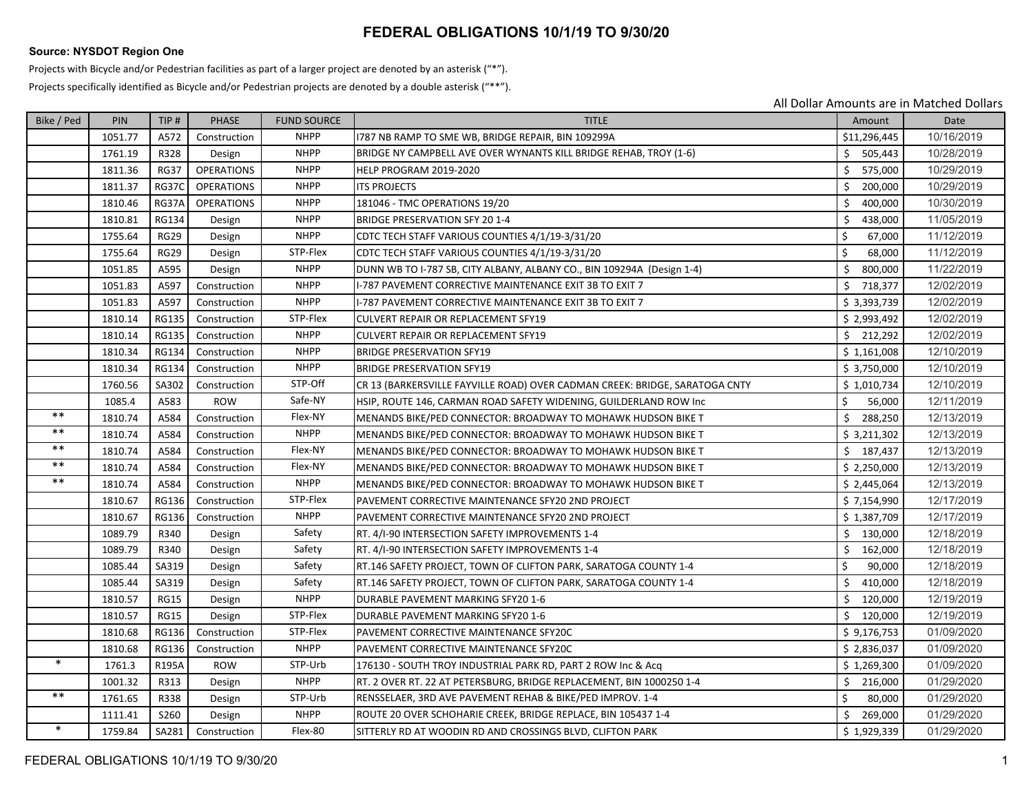# FEDERAL OBLIGATIONS 10/1/19 TO 9/30/20

**Source: NYSDOT Region One**

Projects with Bicycle and/or Pedestrian facilities as part of a larger project are denoted by an asterisk ("*").

Projects specifically identified as Bicycle and/or Pedestrian projects are denoted by a double asterisk ("**").

All Dollar Amounts are in Matched Dollars

| Bike / Ped | PIN | TIP # | PHASE | FUND SOURCE | TITLE | Amount | Date |
|---|---|---|---|---|---|---|---|
| | 1051.77 | A572 | Construction | NHPP | I787 NB RAMP TO SME WB, BRIDGE REPAIR, BIN 109299A | $11,296,445 | 10/16/2019 |
| | 1761.19 | R328 | Design | NHPP | BRIDGE NY CAMPBELL AVE OVER WYNANTS KILL BRIDGE REHAB, TROY (1-6) | $ 505,443 | 10/28/2019 |
| | 1811.36 | RG37 | OPERATIONS | NHPP | HELP PROGRAM 2019-2020 | $ 575,000 | 10/29/2019 |
| | 1811.37 | RG37C | OPERATIONS | NHPP | ITS PROJECTS | $ 200,000 | 10/29/2019 |
| | 1810.46 | RG37A | OPERATIONS | NHPP | 181046 - TMC OPERATIONS 19/20 | $ 400,000 | 10/30/2019 |
| | 1810.81 | RG134 | Design | NHPP | BRIDGE PRESERVATION SFY 20 1-4 | $ 438,000 | 11/05/2019 |
| | 1755.64 | RG29 | Design | NHPP | CDTC TECH STAFF VARIOUS COUNTIES 4/1/19-3/31/20 | $ 67,000 | 11/12/2019 |
| | 1755.64 | RG29 | Design | STP-Flex | CDTC TECH STAFF VARIOUS COUNTIES 4/1/19-3/31/20 | $ 68,000 | 11/12/2019 |
| | 1051.85 | A595 | Design | NHPP | DUNN WB TO I-787 SB, CITY ALBANY, ALBANY CO., BIN 109294A (Design 1-4) | $ 800,000 | 11/22/2019 |
| | 1051.83 | A597 | Construction | NHPP | I-787 PAVEMENT CORRECTIVE MAINTENANCE EXIT 3B TO EXIT 7 | $ 718,377 | 12/02/2019 |
| | 1051.83 | A597 | Construction | NHPP | I-787 PAVEMENT CORRECTIVE MAINTENANCE EXIT 3B TO EXIT 7 | $ 3,393,739 | 12/02/2019 |
| | 1810.14 | RG135 | Construction | STP-Flex | CULVERT REPAIR OR REPLACEMENT SFY19 | $ 2,993,492 | 12/02/2019 |
| | 1810.14 | RG135 | Construction | NHPP | CULVERT REPAIR OR REPLACEMENT SFY19 | $ 212,292 | 12/02/2019 |
| | 1810.34 | RG134 | Construction | NHPP | BRIDGE PRESERVATION SFY19 | $ 1,161,008 | 12/10/2019 |
| | 1810.34 | RG134 | Construction | NHPP | BRIDGE PRESERVATION SFY19 | $ 3,750,000 | 12/10/2019 |
| | 1760.56 | SA302 | Construction | STP-Off | CR 13 (BARKERSVILLE FAYVILLE ROAD) OVER CADMAN CREEK: BRIDGE, SARATOGA CNTY | $ 1,010,734 | 12/10/2019 |
| | 1085.4 | A583 | ROW | Safe-NY | HSIP, ROUTE 146, CARMAN ROAD SAFETY WIDENING, GUILDERLAND ROW Inc | $ 56,000 | 12/11/2019 |
| ** | 1810.74 | A584 | Construction | Flex-NY | MENANDS BIKE/PED CONNECTOR: BROADWAY TO MOHAWK HUDSON BIKE T | $ 288,250 | 12/13/2019 |
| ** | 1810.74 | A584 | Construction | NHPP | MENANDS BIKE/PED CONNECTOR: BROADWAY TO MOHAWK HUDSON BIKE T | $ 3,211,302 | 12/13/2019 |
| ** | 1810.74 | A584 | Construction | Flex-NY | MENANDS BIKE/PED CONNECTOR: BROADWAY TO MOHAWK HUDSON BIKE T | $ 187,437 | 12/13/2019 |
| ** | 1810.74 | A584 | Construction | Flex-NY | MENANDS BIKE/PED CONNECTOR: BROADWAY TO MOHAWK HUDSON BIKE T | $ 2,250,000 | 12/13/2019 |
| ** | 1810.74 | A584 | Construction | NHPP | MENANDS BIKE/PED CONNECTOR: BROADWAY TO MOHAWK HUDSON BIKE T | $ 2,445,064 | 12/13/2019 |
| | 1810.67 | RG136 | Construction | STP-Flex | PAVEMENT CORRECTIVE MAINTENANCE SFY20 2ND PROJECT | $ 7,154,990 | 12/17/2019 |
| | 1810.67 | RG136 | Construction | NHPP | PAVEMENT CORRECTIVE MAINTENANCE SFY20 2ND PROJECT | $ 1,387,709 | 12/17/2019 |
| | 1089.79 | R340 | Design | Safety | RT. 4/I-90 INTERSECTION SAFETY IMPROVEMENTS 1-4 | $ 130,000 | 12/18/2019 |
| | 1089.79 | R340 | Design | Safety | RT. 4/I-90 INTERSECTION SAFETY IMPROVEMENTS 1-4 | $ 162,000 | 12/18/2019 |
| | 1085.44 | SA319 | Design | Safety | RT.146 SAFETY PROJECT, TOWN OF CLIFTON PARK, SARATOGA COUNTY 1-4 | $ 90,000 | 12/18/2019 |
| | 1085.44 | SA319 | Design | Safety | RT.146 SAFETY PROJECT, TOWN OF CLIFTON PARK, SARATOGA COUNTY 1-4 | $ 410,000 | 12/18/2019 |
| | 1810.57 | RG15 | Design | NHPP | DURABLE PAVEMENT MARKING SFY20 1-6 | $ 120,000 | 12/19/2019 |
| | 1810.57 | RG15 | Design | STP-Flex | DURABLE PAVEMENT MARKING SFY20 1-6 | $ 120,000 | 12/19/2019 |
| | 1810.68 | RG136 | Construction | STP-Flex | PAVEMENT CORRECTIVE MAINTENANCE SFY20C | $ 9,176,753 | 01/09/2020 |
| | 1810.68 | RG136 | Construction | NHPP | PAVEMENT CORRECTIVE MAINTENANCE SFY20C | $ 2,836,037 | 01/09/2020 |
| * | 1761.3 | R195A | ROW | STP-Urb | 176130 - SOUTH TROY INDUSTRIAL PARK RD, PART 2 ROW Inc & Acq | $ 1,269,300 | 01/09/2020 |
| | 1001.32 | R313 | Design | NHPP | RT. 2 OVER RT. 22 AT PETERSBURG, BRIDGE REPLACEMENT, BIN 1000250 1-4 | $ 216,000 | 01/29/2020 |
| ** | 1761.65 | R338 | Design | STP-Urb | RENSSELAER, 3RD AVE PAVEMENT REHAB & BIKE/PED IMPROV. 1-4 | $ 80,000 | 01/29/2020 |
| | 1111.41 | S260 | Design | NHPP | ROUTE 20 OVER SCHOHARIE CREEK, BRIDGE REPLACE, BIN 105437 1-4 | $ 269,000 | 01/29/2020 |
| * | 1759.84 | SA281 | Construction | Flex-80 | SITTERLY RD AT WOODIN RD AND CROSSINGS BLVD, CLIFTON PARK | $ 1,929,339 | 01/29/2020 |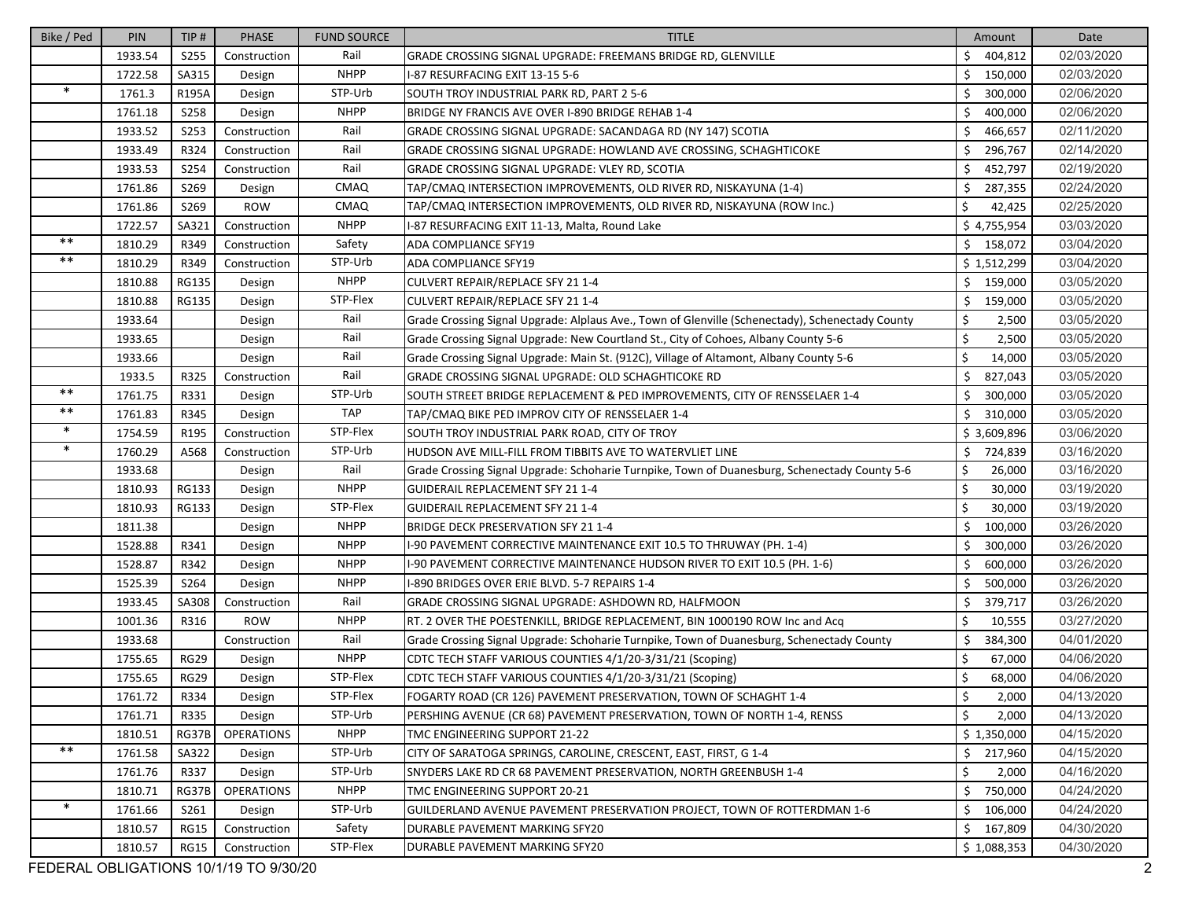| Bike / Ped | PIN | TIP # | PHASE | FUND SOURCE | TITLE | Amount | Date |
|---|---|---|---|---|---|---|---|
| | 1933.54 | S255 | Construction | Rail | GRADE CROSSING SIGNAL UPGRADE: FREEMANS BRIDGE RD, GLENVILLE | $ 404,812 | 02/03/2020 |
| | 1722.58 | SA315 | Design | NHPP | I-87 RESURFACING EXIT 13-15 5-6 | $ 150,000 | 02/03/2020 |
| * | 1761.3 | R195A | Design | STP-Urb | SOUTH TROY INDUSTRIAL PARK RD, PART 2 5-6 | $ 300,000 | 02/06/2020 |
| | 1761.18 | S258 | Design | NHPP | BRIDGE NY FRANCIS AVE OVER I-890 BRIDGE REHAB 1-4 | $ 400,000 | 02/06/2020 |
| | 1933.52 | S253 | Construction | Rail | GRADE CROSSING SIGNAL UPGRADE: SACANDAGA RD (NY 147) SCOTIA | $ 466,657 | 02/11/2020 |
| | 1933.49 | R324 | Construction | Rail | GRADE CROSSING SIGNAL UPGRADE: HOWLAND AVE CROSSING, SCHAGHTICOKE | $ 296,767 | 02/14/2020 |
| | 1933.53 | S254 | Construction | Rail | GRADE CROSSING SIGNAL UPGRADE: VLEY RD, SCOTIA | $ 452,797 | 02/19/2020 |
| | 1761.86 | S269 | Design | CMAQ | TAP/CMAQ INTERSECTION IMPROVEMENTS, OLD RIVER RD, NISKAYUNA (1-4) | $ 287,355 | 02/24/2020 |
| | 1761.86 | S269 | ROW | CMAQ | TAP/CMAQ INTERSECTION IMPROVEMENTS, OLD RIVER RD, NISKAYUNA (ROW Inc.) | $ 42,425 | 02/25/2020 |
| | 1722.57 | SA321 | Construction | NHPP | I-87 RESURFACING EXIT 11-13, Malta, Round Lake | $ 4,755,954 | 03/03/2020 |
| ** | 1810.29 | R349 | Construction | Safety | ADA COMPLIANCE SFY19 | $ 158,072 | 03/04/2020 |
| ** | 1810.29 | R349 | Construction | STP-Urb | ADA COMPLIANCE SFY19 | $ 1,512,299 | 03/04/2020 |
| | 1810.88 | RG135 | Design | NHPP | CULVERT REPAIR/REPLACE SFY 21 1-4 | $ 159,000 | 03/05/2020 |
| | 1810.88 | RG135 | Design | STP-Flex | CULVERT REPAIR/REPLACE SFY 21 1-4 | $ 159,000 | 03/05/2020 |
| | 1933.64 | | Design | Rail | Grade Crossing Signal Upgrade: Alplaus Ave., Town of Glenville (Schenectady), Schenectady County | $ 2,500 | 03/05/2020 |
| | 1933.65 | | Design | Rail | Grade Crossing Signal Upgrade: New Courtland St., City of Cohoes, Albany County 5-6 | $ 2,500 | 03/05/2020 |
| | 1933.66 | | Design | Rail | Grade Crossing Signal Upgrade: Main St. (912C), Village of Altamont, Albany County 5-6 | $ 14,000 | 03/05/2020 |
| | 1933.5 | R325 | Construction | Rail | GRADE CROSSING SIGNAL UPGRADE: OLD SCHAGHTICOKE RD | $ 827,043 | 03/05/2020 |
| ** | 1761.75 | R331 | Design | STP-Urb | SOUTH STREET BRIDGE REPLACEMENT & PED IMPROVEMENTS, CITY OF RENSSELAER 1-4 | $ 300,000 | 03/05/2020 |
| ** | 1761.83 | R345 | Design | TAP | TAP/CMAQ BIKE PED IMPROV CITY OF RENSSELAER 1-4 | $ 310,000 | 03/05/2020 |
| * | 1754.59 | R195 | Construction | STP-Flex | SOUTH TROY INDUSTRIAL PARK ROAD, CITY OF TROY | $ 3,609,896 | 03/06/2020 |
| * | 1760.29 | A568 | Construction | STP-Urb | HUDSON AVE MILL-FILL FROM TIBBITS AVE TO WATERVLIET LINE | $ 724,839 | 03/16/2020 |
| | 1933.68 | | Design | Rail | Grade Crossing Signal Upgrade: Schoharie Turnpike, Town of Duanesburg, Schenectady County 5-6 | $ 26,000 | 03/16/2020 |
| | 1810.93 | RG133 | Design | NHPP | GUIDERAIL REPLACEMENT SFY 21 1-4 | $ 30,000 | 03/19/2020 |
| | 1810.93 | RG133 | Design | STP-Flex | GUIDERAIL REPLACEMENT SFY 21 1-4 | $ 30,000 | 03/19/2020 |
| | 1811.38 | | Design | NHPP | BRIDGE DECK PRESERVATION SFY 21 1-4 | $ 100,000 | 03/26/2020 |
| | 1528.88 | R341 | Design | NHPP | I-90 PAVEMENT CORRECTIVE MAINTENANCE EXIT 10.5 TO THRUWAY (PH. 1-4) | $ 300,000 | 03/26/2020 |
| | 1528.87 | R342 | Design | NHPP | I-90 PAVEMENT CORRECTIVE MAINTENANCE HUDSON RIVER TO EXIT 10.5 (PH. 1-6) | $ 600,000 | 03/26/2020 |
| | 1525.39 | S264 | Design | NHPP | I-890 BRIDGES OVER ERIE BLVD. 5-7 REPAIRS 1-4 | $ 500,000 | 03/26/2020 |
| | 1933.45 | SA308 | Construction | Rail | GRADE CROSSING SIGNAL UPGRADE: ASHDOWN RD, HALFMOON | $ 379,717 | 03/26/2020 |
| | 1001.36 | R316 | ROW | NHPP | RT. 2 OVER THE POESTENKILL, BRIDGE REPLACEMENT, BIN 1000190 ROW Inc and Acq | $ 10,555 | 03/27/2020 |
| | 1933.68 | | Construction | Rail | Grade Crossing Signal Upgrade: Schoharie Turnpike, Town of Duanesburg, Schenectady County | $ 384,300 | 04/01/2020 |
| | 1755.65 | RG29 | Design | NHPP | CDTC TECH STAFF VARIOUS COUNTIES 4/1/20-3/31/21 (Scoping) | $ 67,000 | 04/06/2020 |
| | 1755.65 | RG29 | Design | STP-Flex | CDTC TECH STAFF VARIOUS COUNTIES 4/1/20-3/31/21 (Scoping) | $ 68,000 | 04/06/2020 |
| | 1761.72 | R334 | Design | STP-Flex | FOGARTY ROAD (CR 126) PAVEMENT PRESERVATION, TOWN OF SCHAGHT 1-4 | $ 2,000 | 04/13/2020 |
| | 1761.71 | R335 | Design | STP-Urb | PERSHING AVENUE (CR 68) PAVEMENT PRESERVATION, TOWN OF NORTH 1-4, RENSS | $ 2,000 | 04/13/2020 |
| | 1810.51 | RG37B | OPERATIONS | NHPP | TMC ENGINEERING SUPPORT 21-22 | $ 1,350,000 | 04/15/2020 |
| ** | 1761.58 | SA322 | Design | STP-Urb | CITY OF SARATOGA SPRINGS, CAROLINE, CRESCENT, EAST, FIRST, G 1-4 | $ 217,960 | 04/15/2020 |
| | 1761.76 | R337 | Design | STP-Urb | SNYDERS LAKE RD CR 68 PAVEMENT PRESERVATION, NORTH GREENBUSH 1-4 | $ 2,000 | 04/16/2020 |
| | 1810.71 | RG37B | OPERATIONS | NHPP | TMC ENGINEERING SUPPORT 20-21 | $ 750,000 | 04/24/2020 |
| * | 1761.66 | S261 | Design | STP-Urb | GUILDERLAND AVENUE PAVEMENT PRESERVATION PROJECT, TOWN OF ROTTERDMAN 1-6 | $ 106,000 | 04/24/2020 |
| | 1810.57 | RG15 | Construction | Safety | DURABLE PAVEMENT MARKING SFY20 | $ 167,809 | 04/30/2020 |
| | 1810.57 | RG15 | Construction | STP-Flex | DURABLE PAVEMENT MARKING SFY20 | $ 1,088,353 | 04/30/2020 |

FEDERAL OBLIGATIONS 10/1/19 TO 9/30/20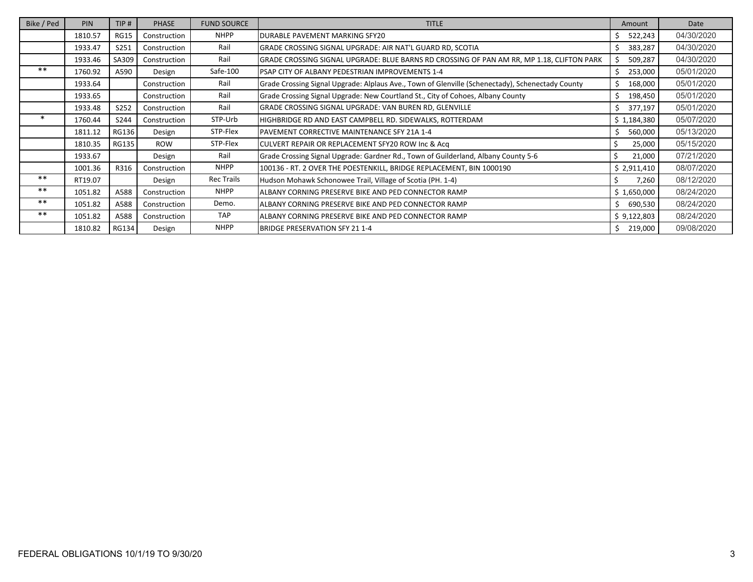| Bike / Ped | PIN | TIP # | PHASE | FUND SOURCE | TITLE | Amount | Date |
|---|---|---|---|---|---|---|---|
| | 1810.57 | RG15 | Construction | NHPP | DURABLE PAVEMENT MARKING SFY20 | $ 522,243 | 04/30/2020 |
| | 1933.47 | S251 | Construction | Rail | GRADE CROSSING SIGNAL UPGRADE: AIR NAT'L GUARD RD, SCOTIA | $ 383,287 | 04/30/2020 |
| | 1933.46 | SA309 | Construction | Rail | GRADE CROSSING SIGNAL UPGRADE: BLUE BARNS RD CROSSING OF PAN AM RR, MP 1.18, CLIFTON PARK | $ 509,287 | 04/30/2020 |
| ** | 1760.92 | A590 | Design | Safe-100 | PSAP CITY OF ALBANY PEDESTRIAN IMPROVEMENTS 1-4 | $ 253,000 | 05/01/2020 |
| | 1933.64 | | Construction | Rail | Grade Crossing Signal Upgrade: Alplaus Ave., Town of Glenville (Schenectady), Schenectady County | $ 168,000 | 05/01/2020 |
| | 1933.65 | | Construction | Rail | Grade Crossing Signal Upgrade: New Courtland St., City of Cohoes, Albany County | $ 198,450 | 05/01/2020 |
| | 1933.48 | S252 | Construction | Rail | GRADE CROSSING SIGNAL UPGRADE: VAN BUREN RD, GLENVILLE | $ 377,197 | 05/01/2020 |
| * | 1760.44 | S244 | Construction | STP-Urb | HIGHBRIDGE RD AND EAST CAMPBELL RD. SIDEWALKS, ROTTERDAM | $ 1,184,380 | 05/07/2020 |
| | 1811.12 | RG136 | Design | STP-Flex | PAVEMENT CORRECTIVE MAINTENANCE SFY 21A 1-4 | $ 560,000 | 05/13/2020 |
| | 1810.35 | RG135 | ROW | STP-Flex | CULVERT REPAIR OR REPLACEMENT SFY20 ROW Inc & Acq | $ 25,000 | 05/15/2020 |
| | 1933.67 | | Design | Rail | Grade Crossing Signal Upgrade: Gardner Rd., Town of Guilderland, Albany County 5-6 | $ 21,000 | 07/21/2020 |
| | 1001.36 | R316 | Construction | NHPP | 100136 - RT. 2 OVER THE POESTENKILL, BRIDGE REPLACEMENT, BIN 1000190 | $ 2,911,410 | 08/07/2020 |
| ** | RT19.07 | | Design | Rec Trails | Hudson Mohawk Schonowee Trail, Village of Scotia (PH. 1-4) | $ 7,260 | 08/12/2020 |
| ** | 1051.82 | A588 | Construction | NHPP | ALBANY CORNING PRESERVE BIKE AND PED CONNECTOR RAMP | $ 1,650,000 | 08/24/2020 |
| ** | 1051.82 | A588 | Construction | Demo. | ALBANY CORNING PRESERVE BIKE AND PED CONNECTOR RAMP | $ 690,530 | 08/24/2020 |
| ** | 1051.82 | A588 | Construction | TAP | ALBANY CORNING PRESERVE BIKE AND PED CONNECTOR RAMP | $ 9,122,803 | 08/24/2020 |
| | 1810.82 | RG134 | Design | NHPP | BRIDGE PRESERVATION SFY 21 1-4 | $ 219,000 | 09/08/2020 |